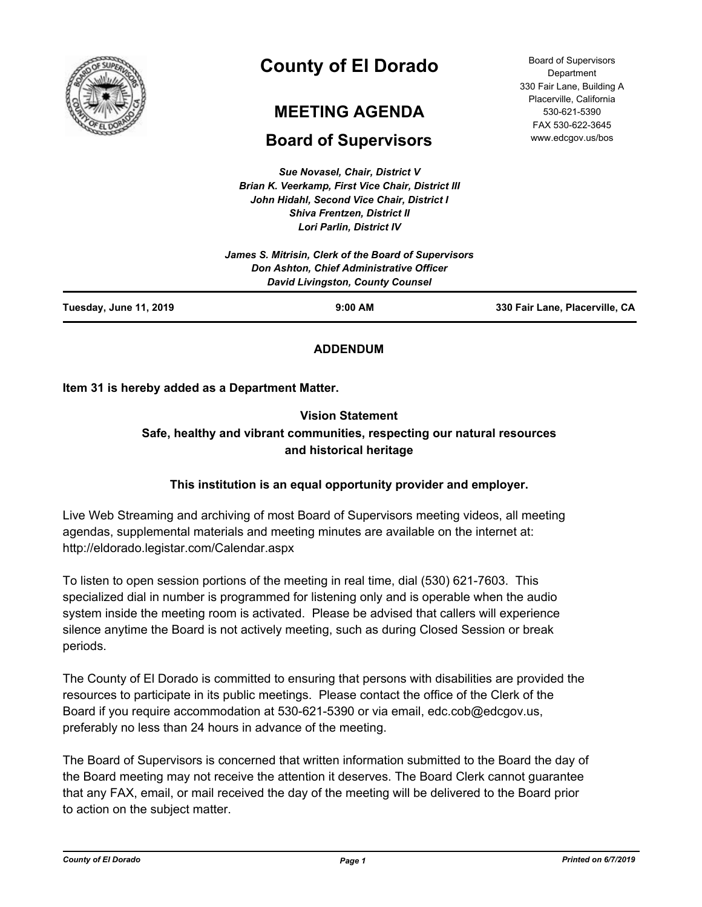# County of El Dorado

## MEETING AGENDA

## Board of Supervisors

Board of Supervisors Department
330 Fair Lane, Building A
Placerville, California
530-621-5390
FAX 530-622-3645
www.edcgov.us/bos

*Sue Novasel, Chair, District V*
*Brian K. Veerkamp, First Vice Chair, District III*
*John Hidahl, Second Vice Chair, District I*
*Shiva Frentzen, District II*
*Lori Parlin, District IV*

*James S. Mitrisin, Clerk of the Board of Supervisors*
*Don Ashton, Chief Administrative Officer*
*David Livingston, County Counsel*

**Tuesday, June 11, 2019** **9:00 AM** **330 Fair Lane, Placerville, CA**

**ADDENDUM**

**Item 31 is hereby added as a Department Matter.**

**Vision Statement**
**Safe, healthy and vibrant communities, respecting our natural resources and historical heritage**

**This institution is an equal opportunity provider and employer.**

Live Web Streaming and archiving of most Board of Supervisors meeting videos, all meeting agendas, supplemental materials and meeting minutes are available on the internet at: http://eldorado.legistar.com/Calendar.aspx

To listen to open session portions of the meeting in real time, dial (530) 621-7603. This specialized dial in number is programmed for listening only and is operable when the audio system inside the meeting room is activated. Please be advised that callers will experience silence anytime the Board is not actively meeting, such as during Closed Session or break periods.

The County of El Dorado is committed to ensuring that persons with disabilities are provided the resources to participate in its public meetings. Please contact the office of the Clerk of the Board if you require accommodation at 530-621-5390 or via email, edc.cob@edcgov.us, preferably no less than 24 hours in advance of the meeting.

The Board of Supervisors is concerned that written information submitted to the Board the day of the Board meeting may not receive the attention it deserves. The Board Clerk cannot guarantee that any FAX, email, or mail received the day of the meeting will be delivered to the Board prior to action on the subject matter.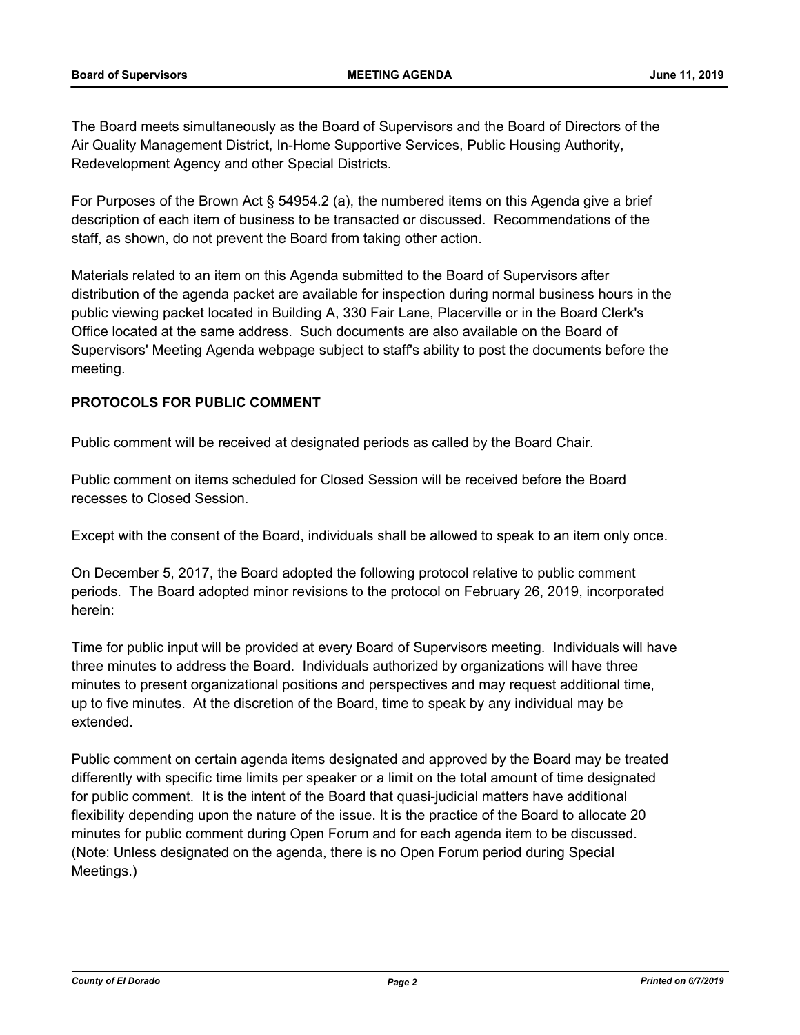The Board meets simultaneously as the Board of Supervisors and the Board of Directors of the Air Quality Management District, In-Home Supportive Services, Public Housing Authority, Redevelopment Agency and other Special Districts.

For Purposes of the Brown Act § 54954.2 (a), the numbered items on this Agenda give a brief description of each item of business to be transacted or discussed. Recommendations of the staff, as shown, do not prevent the Board from taking other action.

Materials related to an item on this Agenda submitted to the Board of Supervisors after distribution of the agenda packet are available for inspection during normal business hours in the public viewing packet located in Building A, 330 Fair Lane, Placerville or in the Board Clerk's Office located at the same address. Such documents are also available on the Board of Supervisors' Meeting Agenda webpage subject to staff's ability to post the documents before the meeting.

**PROTOCOLS FOR PUBLIC COMMENT**

Public comment will be received at designated periods as called by the Board Chair.

Public comment on items scheduled for Closed Session will be received before the Board recesses to Closed Session.

Except with the consent of the Board, individuals shall be allowed to speak to an item only once.

On December 5, 2017, the Board adopted the following protocol relative to public comment periods. The Board adopted minor revisions to the protocol on February 26, 2019, incorporated herein:

Time for public input will be provided at every Board of Supervisors meeting. Individuals will have three minutes to address the Board. Individuals authorized by organizations will have three minutes to present organizational positions and perspectives and may request additional time, up to five minutes. At the discretion of the Board, time to speak by any individual may be extended.

Public comment on certain agenda items designated and approved by the Board may be treated differently with specific time limits per speaker or a limit on the total amount of time designated for public comment. It is the intent of the Board that quasi-judicial matters have additional flexibility depending upon the nature of the issue. It is the practice of the Board to allocate 20 minutes for public comment during Open Forum and for each agenda item to be discussed. (Note: Unless designated on the agenda, there is no Open Forum period during Special Meetings.)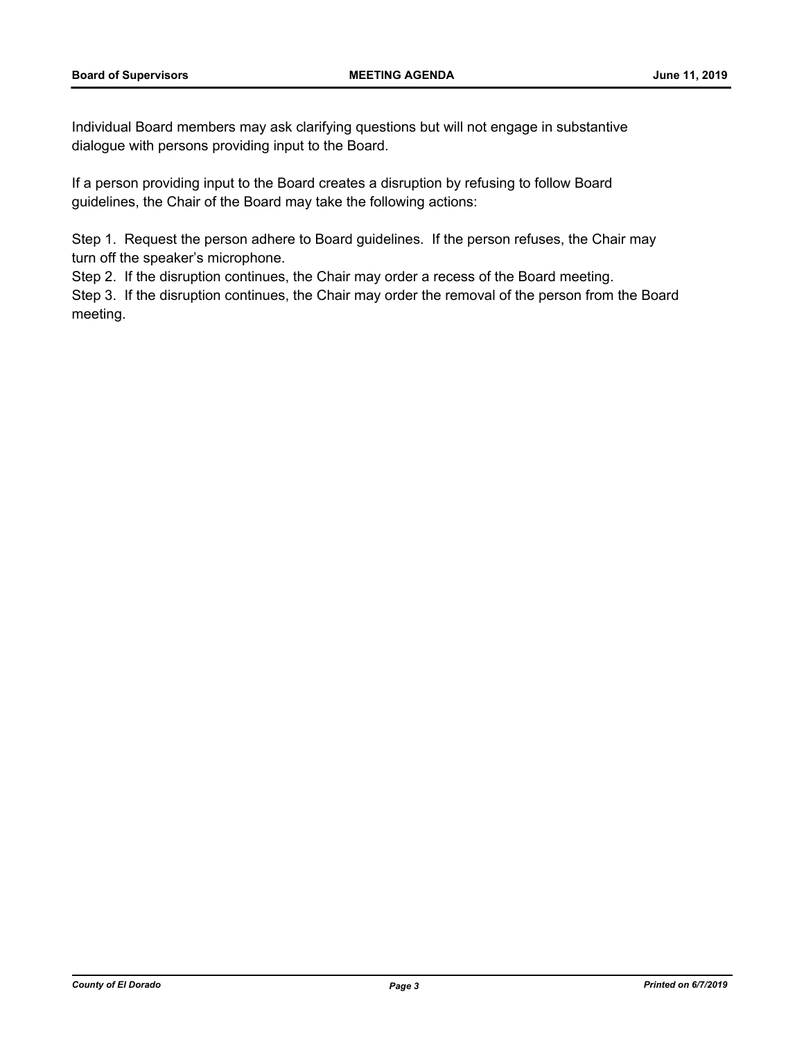Individual Board members may ask clarifying questions but will not engage in substantive dialogue with persons providing input to the Board.

If a person providing input to the Board creates a disruption by refusing to follow Board guidelines, the Chair of the Board may take the following actions:

Step 1. Request the person adhere to Board guidelines. If the person refuses, the Chair may turn off the speaker's microphone.

Step 2. If the disruption continues, the Chair may order a recess of the Board meeting.

Step 3. If the disruption continues, the Chair may order the removal of the person from the Board meeting.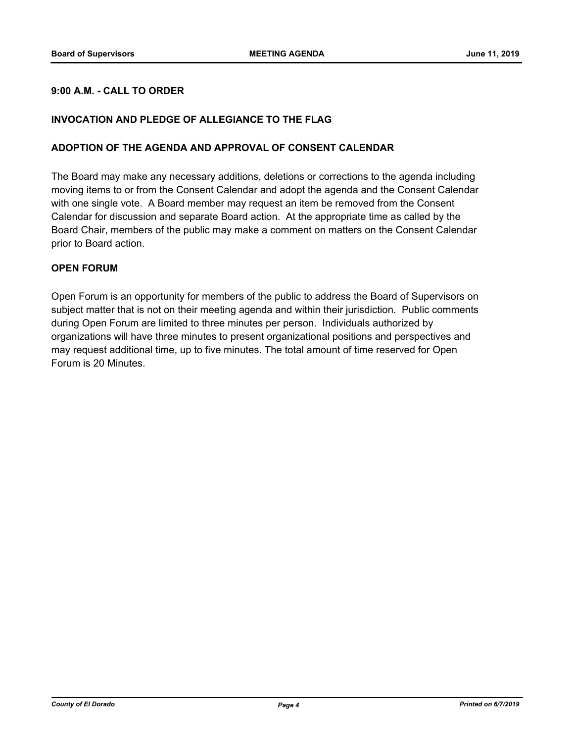## 9:00 A.M. - CALL TO ORDER

## INVOCATION AND PLEDGE OF ALLEGIANCE TO THE FLAG

## ADOPTION OF THE AGENDA AND APPROVAL OF CONSENT CALENDAR

The Board may make any necessary additions, deletions or corrections to the agenda including moving items to or from the Consent Calendar and adopt the agenda and the Consent Calendar with one single vote. A Board member may request an item be removed from the Consent Calendar for discussion and separate Board action. At the appropriate time as called by the Board Chair, members of the public may make a comment on matters on the Consent Calendar prior to Board action.

## OPEN FORUM

Open Forum is an opportunity for members of the public to address the Board of Supervisors on subject matter that is not on their meeting agenda and within their jurisdiction. Public comments during Open Forum are limited to three minutes per person. Individuals authorized by organizations will have three minutes to present organizational positions and perspectives and may request additional time, up to five minutes. The total amount of time reserved for Open Forum is 20 Minutes.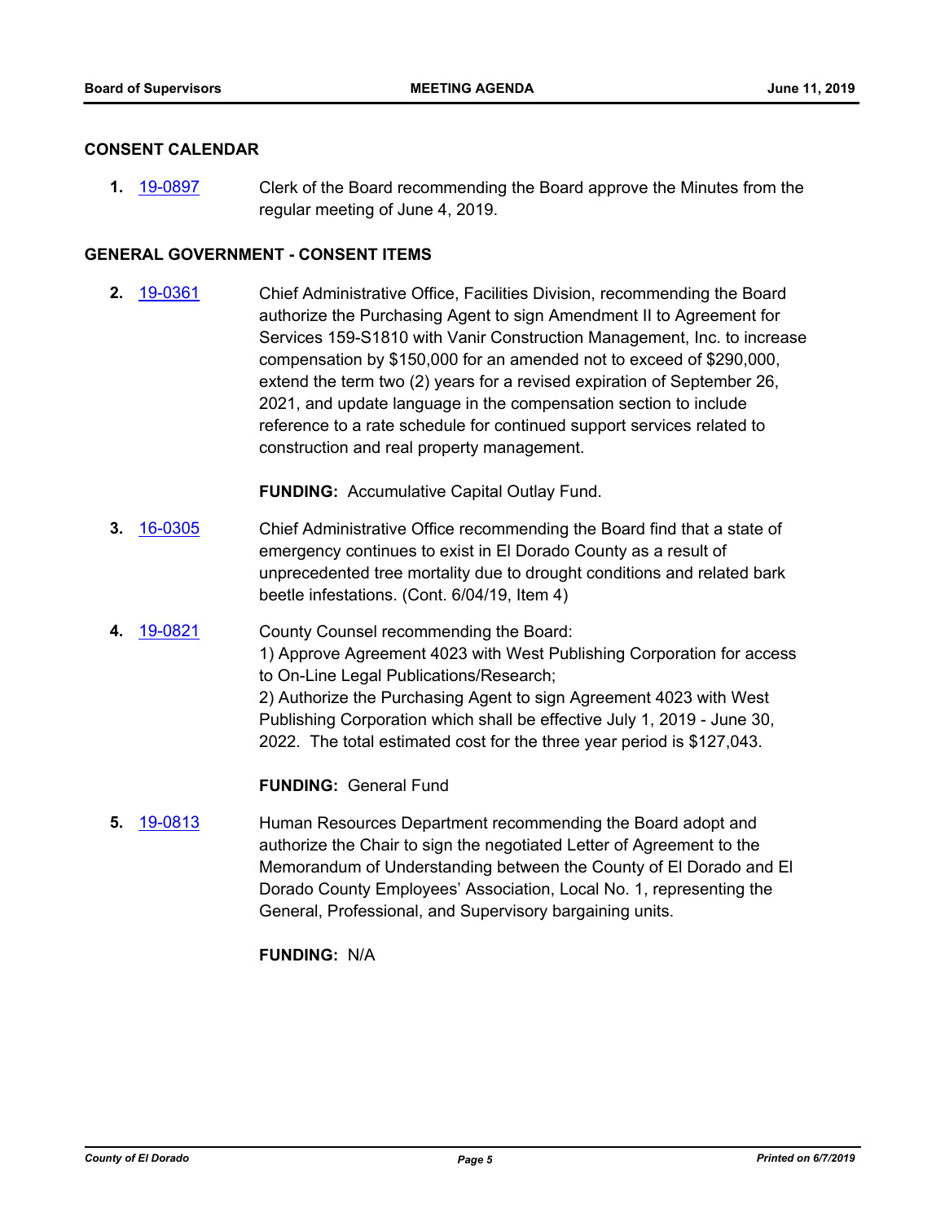## CONSENT CALENDAR

**1.** 19-0897 Clerk of the Board recommending the Board approve the Minutes from the regular meeting of June 4, 2019.

## GENERAL GOVERNMENT - CONSENT ITEMS

**2.** 19-0361 Chief Administrative Office, Facilities Division, recommending the Board authorize the Purchasing Agent to sign Amendment II to Agreement for Services 159-S1810 with Vanir Construction Management, Inc. to increase compensation by $150,000 for an amended not to exceed of $290,000, extend the term two (2) years for a revised expiration of September 26, 2021, and update language in the compensation section to include reference to a rate schedule for continued support services related to construction and real property management.

**FUNDING:** Accumulative Capital Outlay Fund.

**3.** 16-0305 Chief Administrative Office recommending the Board find that a state of emergency continues to exist in El Dorado County as a result of unprecedented tree mortality due to drought conditions and related bark beetle infestations. (Cont. 6/04/19, Item 4)

**4.** 19-0821 County Counsel recommending the Board:
1) Approve Agreement 4023 with West Publishing Corporation for access to On-Line Legal Publications/Research;
2) Authorize the Purchasing Agent to sign Agreement 4023 with West Publishing Corporation which shall be effective July 1, 2019 - June 30, 2022. The total estimated cost for the three year period is $127,043.

**FUNDING:** General Fund

**5.** 19-0813 Human Resources Department recommending the Board adopt and authorize the Chair to sign the negotiated Letter of Agreement to the Memorandum of Understanding between the County of El Dorado and El Dorado County Employees' Association, Local No. 1, representing the General, Professional, and Supervisory bargaining units.

**FUNDING:** N/A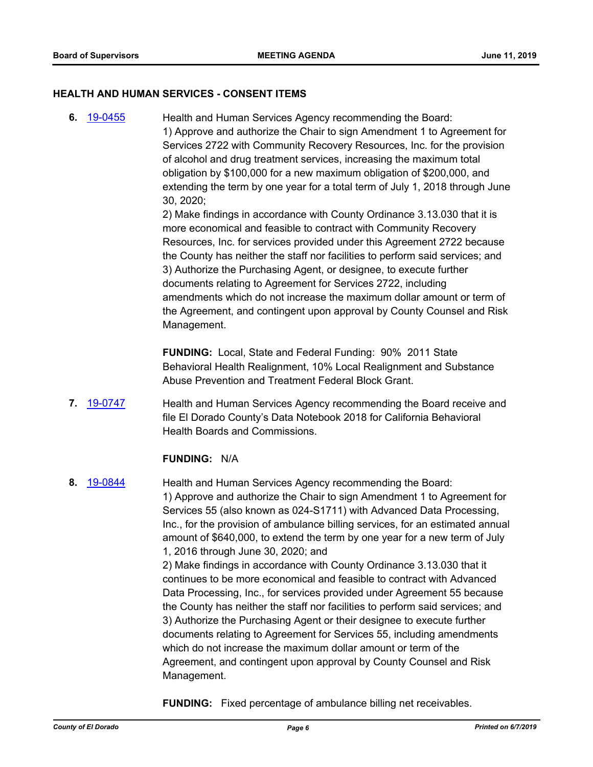## HEALTH AND HUMAN SERVICES - CONSENT ITEMS

**6.** 19-0455 Health and Human Services Agency recommending the Board:
1) Approve and authorize the Chair to sign Amendment 1 to Agreement for Services 2722 with Community Recovery Resources, Inc. for the provision of alcohol and drug treatment services, increasing the maximum total obligation by $100,000 for a new maximum obligation of $200,000, and extending the term by one year for a total term of July 1, 2018 through June 30, 2020;
2) Make findings in accordance with County Ordinance 3.13.030 that it is more economical and feasible to contract with Community Recovery Resources, Inc. for services provided under this Agreement 2722 because the County has neither the staff nor facilities to perform said services; and
3) Authorize the Purchasing Agent, or designee, to execute further documents relating to Agreement for Services 2722, including amendments which do not increase the maximum dollar amount or term of the Agreement, and contingent upon approval by County Counsel and Risk Management.

**FUNDING:** Local, State and Federal Funding: 90% 2011 State Behavioral Health Realignment, 10% Local Realignment and Substance Abuse Prevention and Treatment Federal Block Grant.

**7.** 19-0747 Health and Human Services Agency recommending the Board receive and file El Dorado County's Data Notebook 2018 for California Behavioral Health Boards and Commissions.

**FUNDING:** N/A

**8.** 19-0844 Health and Human Services Agency recommending the Board:
1) Approve and authorize the Chair to sign Amendment 1 to Agreement for Services 55 (also known as 024-S1711) with Advanced Data Processing, Inc., for the provision of ambulance billing services, for an estimated annual amount of $640,000, to extend the term by one year for a new term of July 1, 2016 through June 30, 2020; and
2) Make findings in accordance with County Ordinance 3.13.030 that it continues to be more economical and feasible to contract with Advanced Data Processing, Inc., for services provided under Agreement 55 because the County has neither the staff nor facilities to perform said services; and
3) Authorize the Purchasing Agent or their designee to execute further documents relating to Agreement for Services 55, including amendments which do not increase the maximum dollar amount or term of the Agreement, and contingent upon approval by County Counsel and Risk Management.

**FUNDING:** Fixed percentage of ambulance billing net receivables.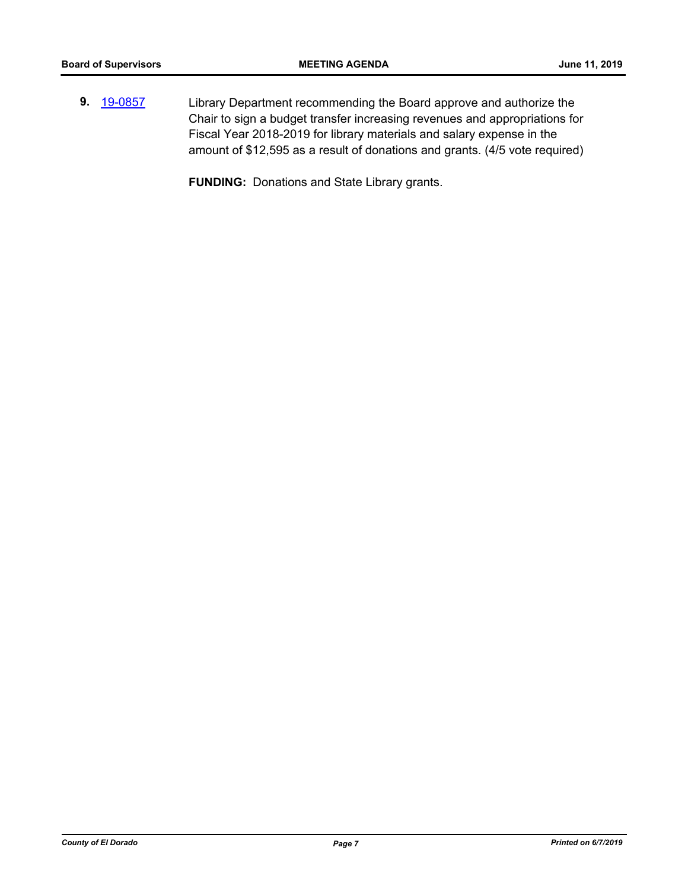**9.** [19-0857] Library Department recommending the Board approve and authorize the Chair to sign a budget transfer increasing revenues and appropriations for Fiscal Year 2018-2019 for library materials and salary expense in the amount of $12,595 as a result of donations and grants. (4/5 vote required)

**FUNDING:** Donations and State Library grants.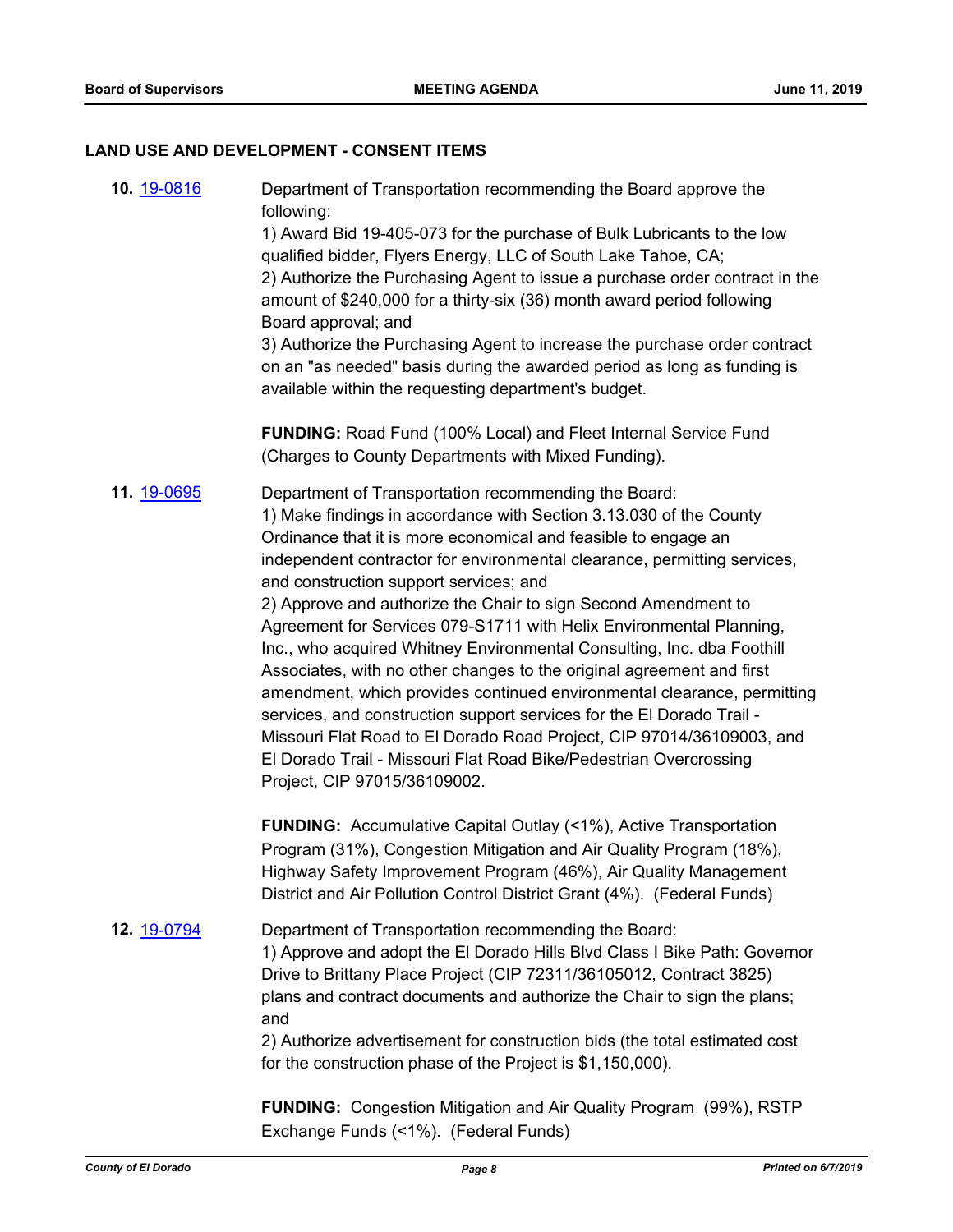## LAND USE AND DEVELOPMENT - CONSENT ITEMS

**10.** 19-0816

Department of Transportation recommending the Board approve the following:
1) Award Bid 19-405-073 for the purchase of Bulk Lubricants to the low qualified bidder, Flyers Energy, LLC of South Lake Tahoe, CA;
2) Authorize the Purchasing Agent to issue a purchase order contract in the amount of $240,000 for a thirty-six (36) month award period following Board approval; and
3) Authorize the Purchasing Agent to increase the purchase order contract on an "as needed" basis during the awarded period as long as funding is available within the requesting department's budget.

**FUNDING:** Road Fund (100% Local) and Fleet Internal Service Fund (Charges to County Departments with Mixed Funding).

**11.** 19-0695

Department of Transportation recommending the Board:
1) Make findings in accordance with Section 3.13.030 of the County Ordinance that it is more economical and feasible to engage an independent contractor for environmental clearance, permitting services, and construction support services; and
2) Approve and authorize the Chair to sign Second Amendment to Agreement for Services 079-S1711 with Helix Environmental Planning, Inc., who acquired Whitney Environmental Consulting, Inc. dba Foothill Associates, with no other changes to the original agreement and first amendment, which provides continued environmental clearance, permitting services, and construction support services for the El Dorado Trail - Missouri Flat Road to El Dorado Road Project, CIP 97014/36109003, and El Dorado Trail - Missouri Flat Road Bike/Pedestrian Overcrossing Project, CIP 97015/36109002.

**FUNDING:** Accumulative Capital Outlay (<1%), Active Transportation Program (31%), Congestion Mitigation and Air Quality Program (18%), Highway Safety Improvement Program (46%), Air Quality Management District and Air Pollution Control District Grant (4%). (Federal Funds)

**12.** 19-0794

Department of Transportation recommending the Board:
1) Approve and adopt the El Dorado Hills Blvd Class I Bike Path: Governor Drive to Brittany Place Project (CIP 72311/36105012, Contract 3825) plans and contract documents and authorize the Chair to sign the plans; and
2) Authorize advertisement for construction bids (the total estimated cost for the construction phase of the Project is $1,150,000).

**FUNDING:** Congestion Mitigation and Air Quality Program (99%), RSTP Exchange Funds (<1%). (Federal Funds)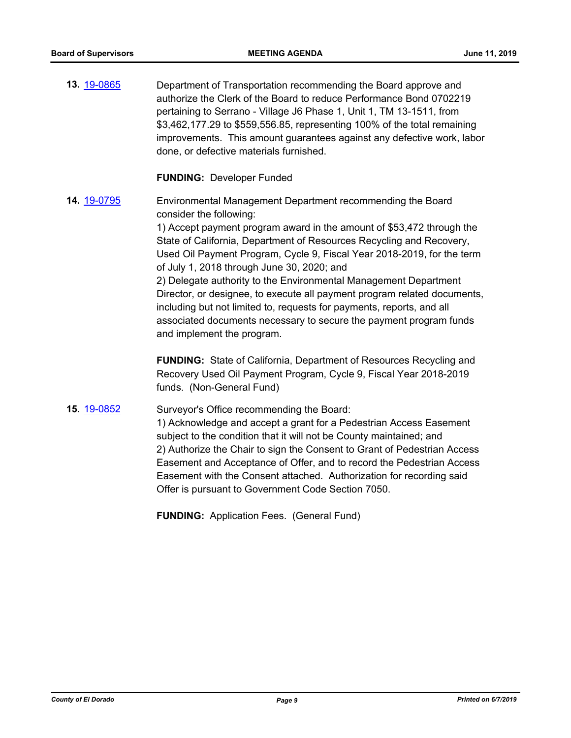**13.** [19-0865](19-0865)

Department of Transportation recommending the Board approve and authorize the Clerk of the Board to reduce Performance Bond 0702219 pertaining to Serrano - Village J6 Phase 1, Unit 1, TM 13-1511, from $3,462,177.29 to $559,556.85, representing 100% of the total remaining improvements. This amount guarantees against any defective work, labor done, or defective materials furnished.

**FUNDING:** Developer Funded

**14.** [19-0795](19-0795)

Environmental Management Department recommending the Board consider the following:

1) Accept payment program award in the amount of $53,472 through the State of California, Department of Resources Recycling and Recovery, Used Oil Payment Program, Cycle 9, Fiscal Year 2018-2019, for the term of July 1, 2018 through June 30, 2020; and

2) Delegate authority to the Environmental Management Department Director, or designee, to execute all payment program related documents, including but not limited to, requests for payments, reports, and all associated documents necessary to secure the payment program funds and implement the program.

**FUNDING:** State of California, Department of Resources Recycling and Recovery Used Oil Payment Program, Cycle 9, Fiscal Year 2018-2019 funds. (Non-General Fund)

**15.** [19-0852](19-0852)

Surveyor's Office recommending the Board:

1) Acknowledge and accept a grant for a Pedestrian Access Easement subject to the condition that it will not be County maintained; and

2) Authorize the Chair to sign the Consent to Grant of Pedestrian Access Easement and Acceptance of Offer, and to record the Pedestrian Access Easement with the Consent attached. Authorization for recording said Offer is pursuant to Government Code Section 7050.

**FUNDING:** Application Fees. (General Fund)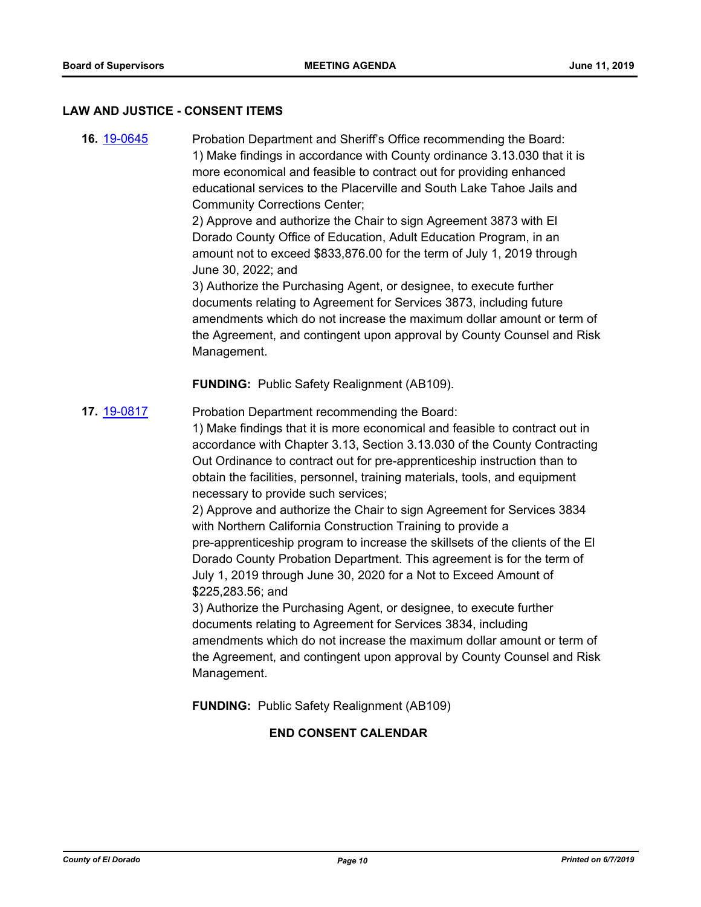## LAW AND JUSTICE - CONSENT ITEMS

**16.** [19-0645](19-0645)

Probation Department and Sheriff's Office recommending the Board:
1) Make findings in accordance with County ordinance 3.13.030 that it is more economical and feasible to contract out for providing enhanced educational services to the Placerville and South Lake Tahoe Jails and Community Corrections Center;
2) Approve and authorize the Chair to sign Agreement 3873 with El Dorado County Office of Education, Adult Education Program, in an amount not to exceed $833,876.00 for the term of July 1, 2019 through June 30, 2022; and
3) Authorize the Purchasing Agent, or designee, to execute further documents relating to Agreement for Services 3873, including future amendments which do not increase the maximum dollar amount or term of the Agreement, and contingent upon approval by County Counsel and Risk Management.

**FUNDING:** Public Safety Realignment (AB109).

**17.** [19-0817](19-0817)

Probation Department recommending the Board:
1) Make findings that it is more economical and feasible to contract out in accordance with Chapter 3.13, Section 3.13.030 of the County Contracting Out Ordinance to contract out for pre-apprenticeship instruction than to obtain the facilities, personnel, training materials, tools, and equipment necessary to provide such services;
2) Approve and authorize the Chair to sign Agreement for Services 3834 with Northern California Construction Training to provide a pre-apprenticeship program to increase the skillsets of the clients of the El Dorado County Probation Department. This agreement is for the term of July 1, 2019 through June 30, 2020 for a Not to Exceed Amount of $225,283.56; and
3) Authorize the Purchasing Agent, or designee, to execute further documents relating to Agreement for Services 3834, including amendments which do not increase the maximum dollar amount or term of the Agreement, and contingent upon approval by County Counsel and Risk Management.

**FUNDING:** Public Safety Realignment (AB109)

**END CONSENT CALENDAR**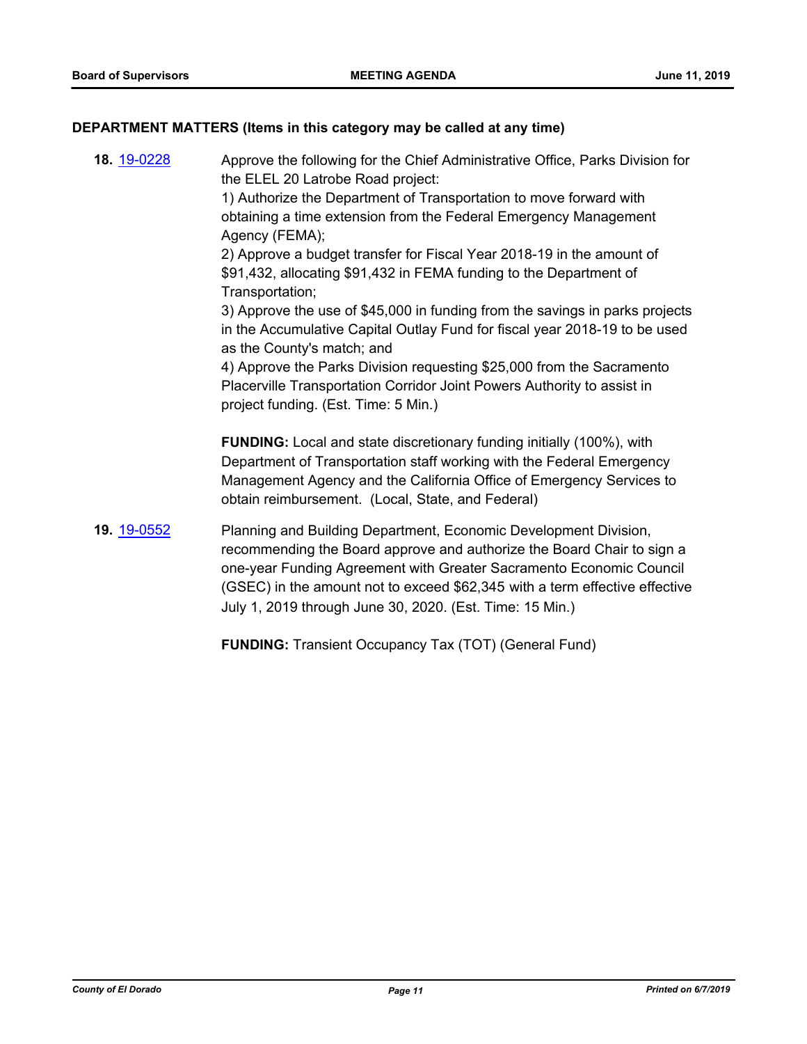## DEPARTMENT MATTERS (Items in this category may be called at any time)

**18.** [19-0228](19-0228) Approve the following for the Chief Administrative Office, Parks Division for the ELEL 20 Latrobe Road project:

1) Authorize the Department of Transportation to move forward with obtaining a time extension from the Federal Emergency Management Agency (FEMA);
2) Approve a budget transfer for Fiscal Year 2018-19 in the amount of $91,432, allocating $91,432 in FEMA funding to the Department of Transportation;
3) Approve the use of $45,000 in funding from the savings in parks projects in the Accumulative Capital Outlay Fund for fiscal year 2018-19 to be used as the County's match; and
4) Approve the Parks Division requesting $25,000 from the Sacramento Placerville Transportation Corridor Joint Powers Authority to assist in project funding. (Est. Time: 5 Min.)

**FUNDING:** Local and state discretionary funding initially (100%), with Department of Transportation staff working with the Federal Emergency Management Agency and the California Office of Emergency Services to obtain reimbursement. (Local, State, and Federal)

**19.** [19-0552](19-0552) Planning and Building Department, Economic Development Division, recommending the Board approve and authorize the Board Chair to sign a one-year Funding Agreement with Greater Sacramento Economic Council (GSEC) in the amount not to exceed $62,345 with a term effective effective July 1, 2019 through June 30, 2020. (Est. Time: 15 Min.)

**FUNDING:** Transient Occupancy Tax (TOT) (General Fund)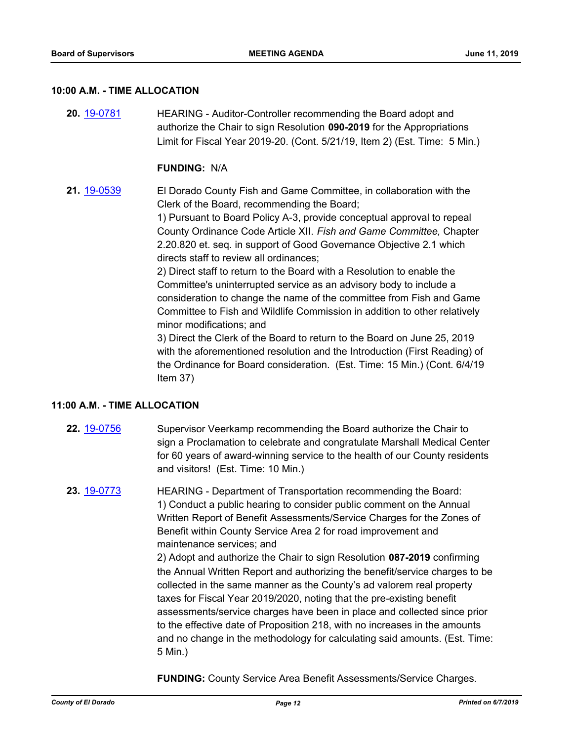## 10:00 A.M. - TIME ALLOCATION

**20.** [19-0781] HEARING - Auditor-Controller recommending the Board adopt and authorize the Chair to sign Resolution **090-2019** for the Appropriations Limit for Fiscal Year 2019-20. (Cont. 5/21/19, Item 2) (Est. Time: 5 Min.)

**FUNDING:** N/A

**21.** [19-0539] El Dorado County Fish and Game Committee, in collaboration with the Clerk of the Board, recommending the Board;
1) Pursuant to Board Policy A-3, provide conceptual approval to repeal County Ordinance Code Article XII. *Fish and Game Committee,* Chapter 2.20.820 et. seq. in support of Good Governance Objective 2.1 which directs staff to review all ordinances;
2) Direct staff to return to the Board with a Resolution to enable the Committee's uninterrupted service as an advisory body to include a consideration to change the name of the committee from Fish and Game Committee to Fish and Wildlife Commission in addition to other relatively minor modifications; and
3) Direct the Clerk of the Board to return to the Board on June 25, 2019 with the aforementioned resolution and the Introduction (First Reading) of the Ordinance for Board consideration. (Est. Time: 15 Min.) (Cont. 6/4/19 Item 37)

## 11:00 A.M. - TIME ALLOCATION

**22.** [19-0756] Supervisor Veerkamp recommending the Board authorize the Chair to sign a Proclamation to celebrate and congratulate Marshall Medical Center for 60 years of award-winning service to the health of our County residents and visitors! (Est. Time: 10 Min.)

**23.** [19-0773] HEARING - Department of Transportation recommending the Board:
1) Conduct a public hearing to consider public comment on the Annual Written Report of Benefit Assessments/Service Charges for the Zones of Benefit within County Service Area 2 for road improvement and maintenance services; and
2) Adopt and authorize the Chair to sign Resolution **087-2019** confirming the Annual Written Report and authorizing the benefit/service charges to be collected in the same manner as the County's ad valorem real property taxes for Fiscal Year 2019/2020, noting that the pre-existing benefit assessments/service charges have been in place and collected since prior to the effective date of Proposition 218, with no increases in the amounts and no change in the methodology for calculating said amounts. (Est. Time: 5 Min.)

**FUNDING:** County Service Area Benefit Assessments/Service Charges.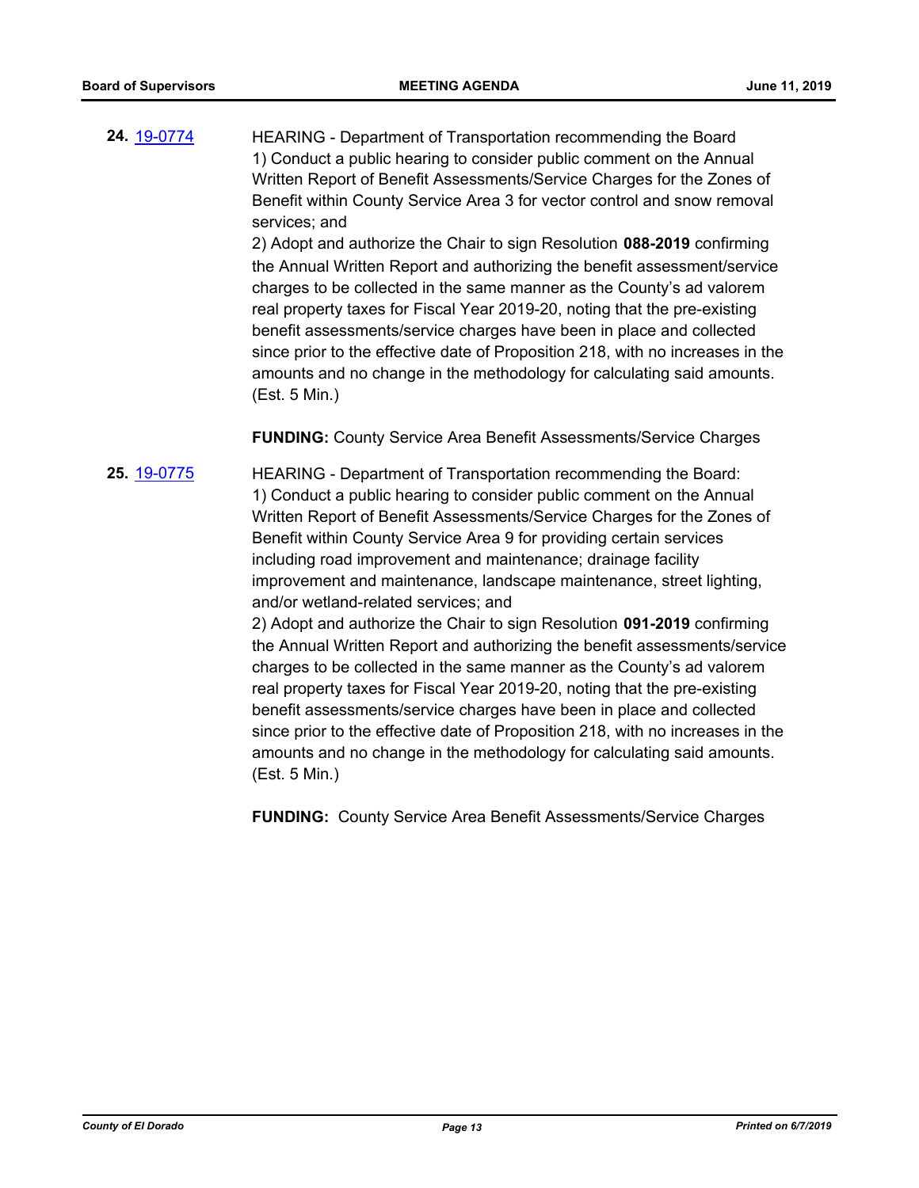**24.** [19-0774](19-0774)

HEARING - Department of Transportation recommending the Board
1) Conduct a public hearing to consider public comment on the Annual Written Report of Benefit Assessments/Service Charges for the Zones of Benefit within County Service Area 3 for vector control and snow removal services; and
2) Adopt and authorize the Chair to sign Resolution **088-2019** confirming the Annual Written Report and authorizing the benefit assessment/service charges to be collected in the same manner as the County's ad valorem real property taxes for Fiscal Year 2019-20, noting that the pre-existing benefit assessments/service charges have been in place and collected since prior to the effective date of Proposition 218, with no increases in the amounts and no change in the methodology for calculating said amounts. (Est. 5 Min.)

**FUNDING:** County Service Area Benefit Assessments/Service Charges

**25.** [19-0775](19-0775)

HEARING - Department of Transportation recommending the Board:
1) Conduct a public hearing to consider public comment on the Annual Written Report of Benefit Assessments/Service Charges for the Zones of Benefit within County Service Area 9 for providing certain services including road improvement and maintenance; drainage facility improvement and maintenance, landscape maintenance, street lighting, and/or wetland-related services; and
2) Adopt and authorize the Chair to sign Resolution **091-2019** confirming the Annual Written Report and authorizing the benefit assessments/service charges to be collected in the same manner as the County's ad valorem real property taxes for Fiscal Year 2019-20, noting that the pre-existing benefit assessments/service charges have been in place and collected since prior to the effective date of Proposition 218, with no increases in the amounts and no change in the methodology for calculating said amounts. (Est. 5 Min.)

**FUNDING:** County Service Area Benefit Assessments/Service Charges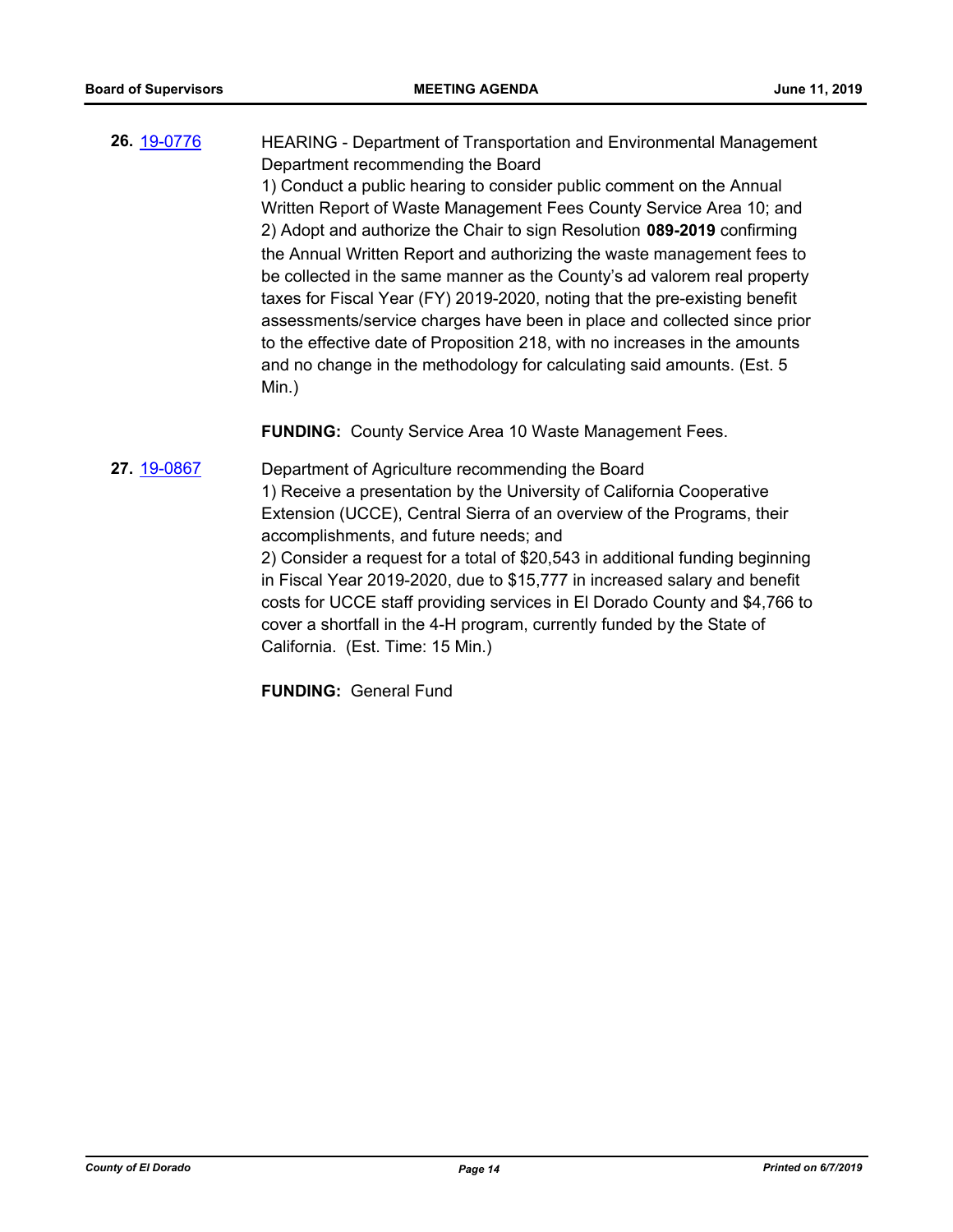**26.** [19-0776](19-0776) HEARING - Department of Transportation and Environmental Management Department recommending the Board

1) Conduct a public hearing to consider public comment on the Annual Written Report of Waste Management Fees County Service Area 10; and

2) Adopt and authorize the Chair to sign Resolution **089-2019** confirming the Annual Written Report and authorizing the waste management fees to be collected in the same manner as the County's ad valorem real property taxes for Fiscal Year (FY) 2019-2020, noting that the pre-existing benefit assessments/service charges have been in place and collected since prior to the effective date of Proposition 218, with no increases in the amounts and no change in the methodology for calculating said amounts. (Est. 5 Min.)

**FUNDING:** County Service Area 10 Waste Management Fees.

**27.** [19-0867](19-0867) Department of Agriculture recommending the Board

1) Receive a presentation by the University of California Cooperative Extension (UCCE), Central Sierra of an overview of the Programs, their accomplishments, and future needs; and

2) Consider a request for a total of $20,543 in additional funding beginning in Fiscal Year 2019-2020, due to $15,777 in increased salary and benefit costs for UCCE staff providing services in El Dorado County and $4,766 to cover a shortfall in the 4-H program, currently funded by the State of California. (Est. Time: 15 Min.)

**FUNDING:** General Fund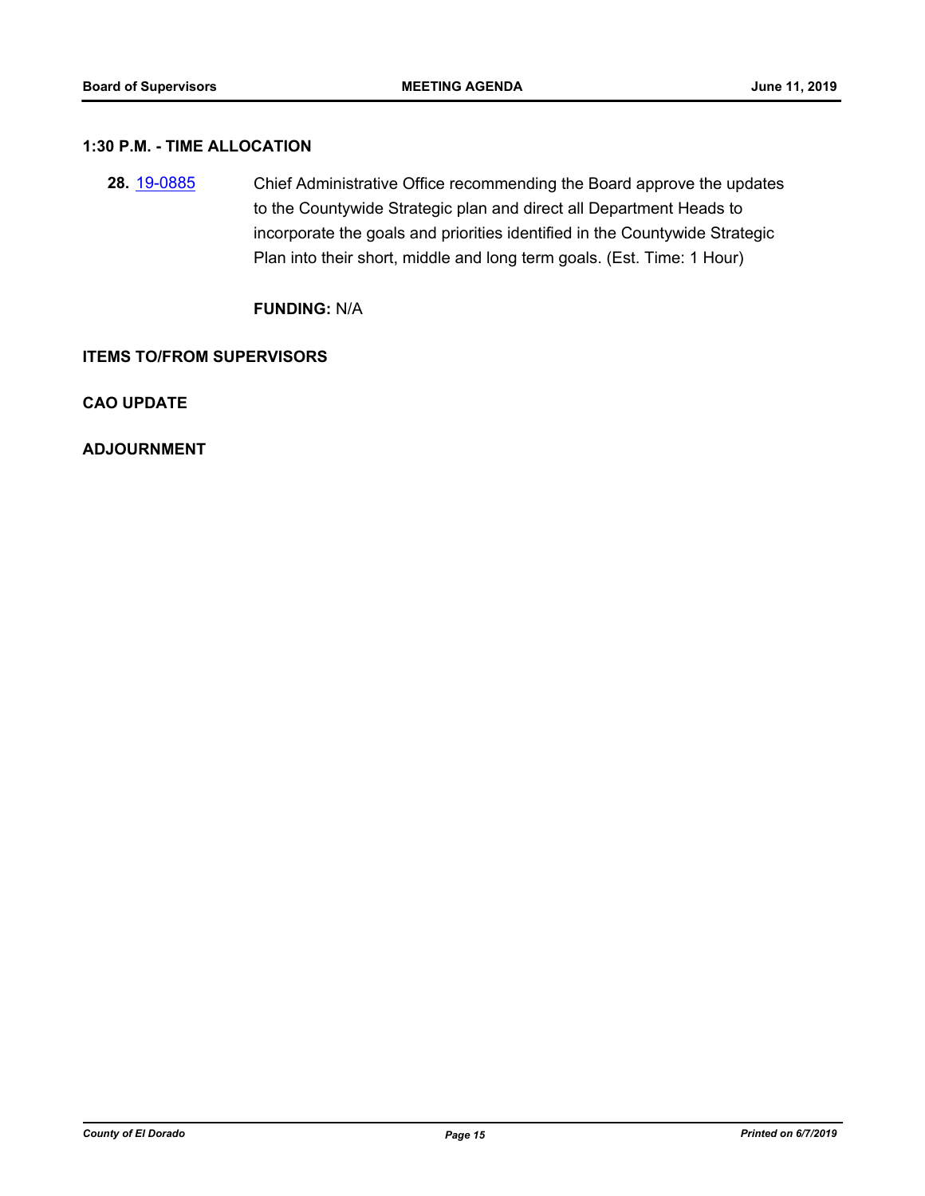## 1:30 P.M. - TIME ALLOCATION

**28.** 19-0885 Chief Administrative Office recommending the Board approve the updates to the Countywide Strategic plan and direct all Department Heads to incorporate the goals and priorities identified in the Countywide Strategic Plan into their short, middle and long term goals. (Est. Time: 1 Hour)

**FUNDING:** N/A

## ITEMS TO/FROM SUPERVISORS

## CAO UPDATE

## ADJOURNMENT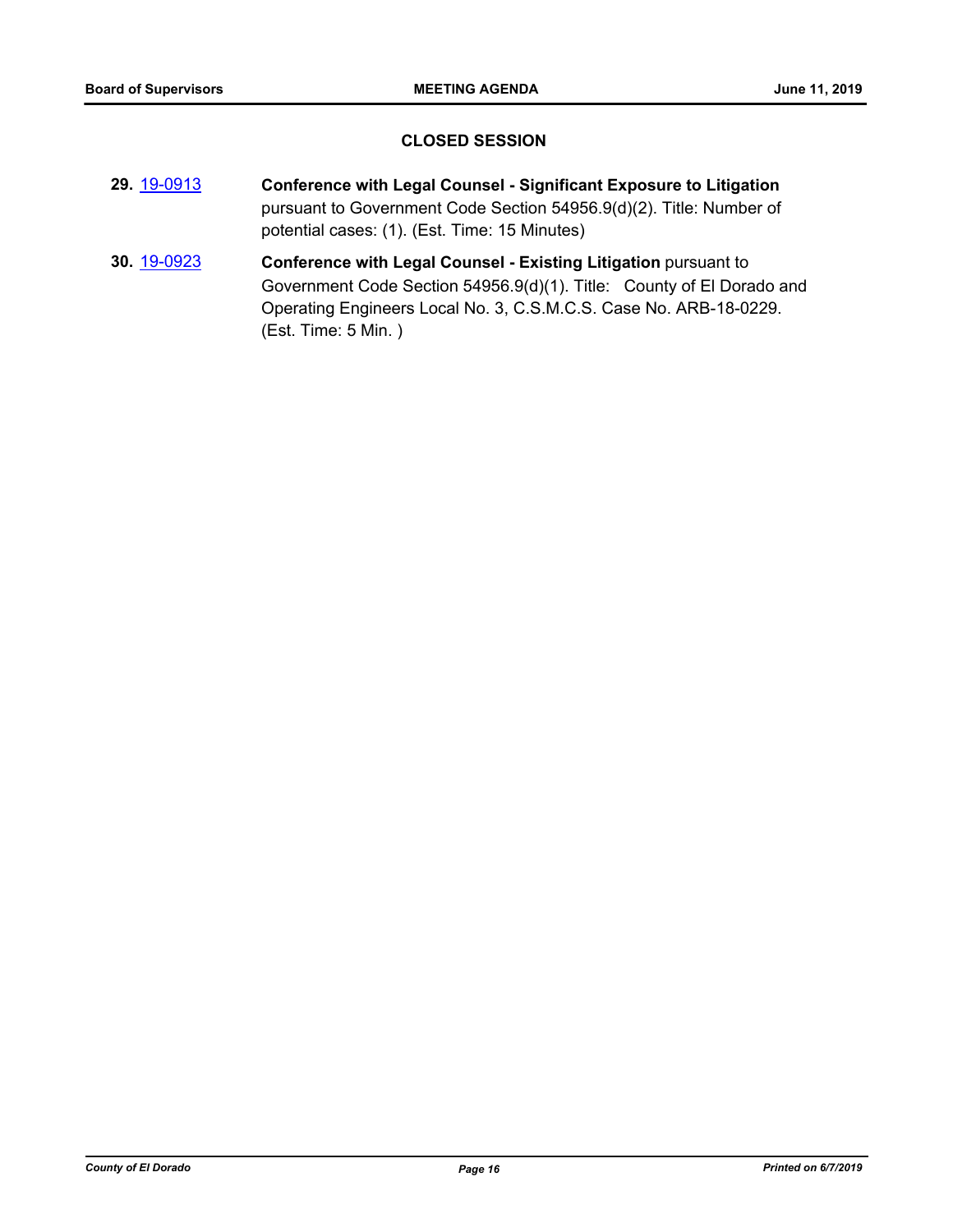## CLOSED SESSION

**29.** 19-0913 **Conference with Legal Counsel - Significant Exposure to Litigation** pursuant to Government Code Section 54956.9(d)(2). Title: Number of potential cases: (1). (Est. Time: 15 Minutes)

**30.** 19-0923 **Conference with Legal Counsel - Existing Litigation** pursuant to Government Code Section 54956.9(d)(1). Title: County of El Dorado and Operating Engineers Local No. 3, C.S.M.C.S. Case No. ARB-18-0229. (Est. Time: 5 Min. )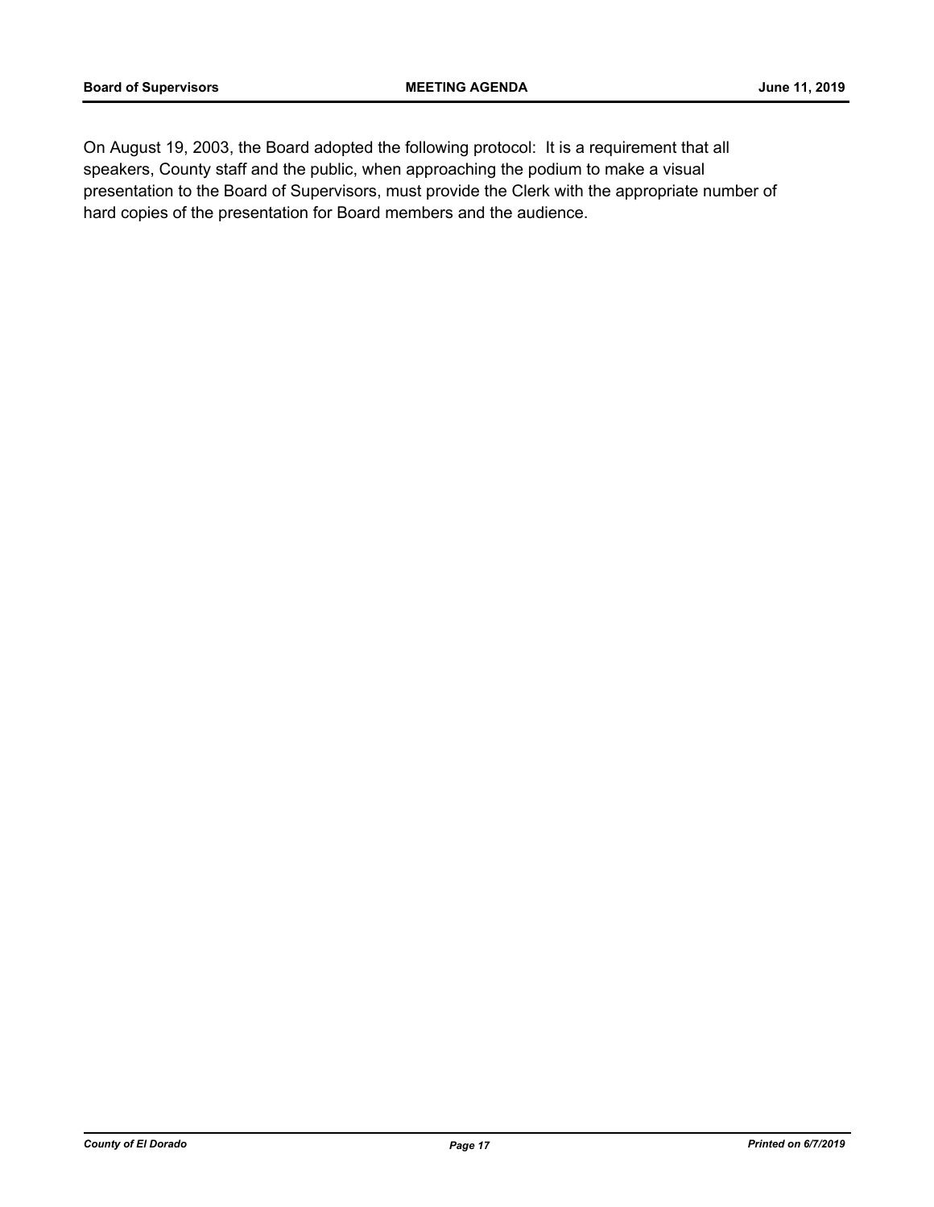On August 19, 2003, the Board adopted the following protocol: It is a requirement that all speakers, County staff and the public, when approaching the podium to make a visual presentation to the Board of Supervisors, must provide the Clerk with the appropriate number of hard copies of the presentation for Board members and the audience.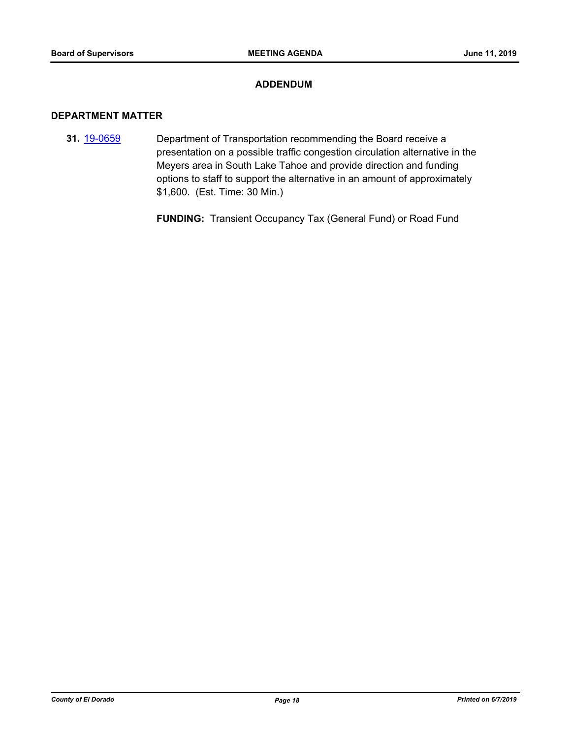## ADDENDUM

### DEPARTMENT MATTER

**31.** 19-0659 Department of Transportation recommending the Board receive a presentation on a possible traffic congestion circulation alternative in the Meyers area in South Lake Tahoe and provide direction and funding options to staff to support the alternative in an amount of approximately $1,600. (Est. Time: 30 Min.)

**FUNDING:** Transient Occupancy Tax (General Fund) or Road Fund